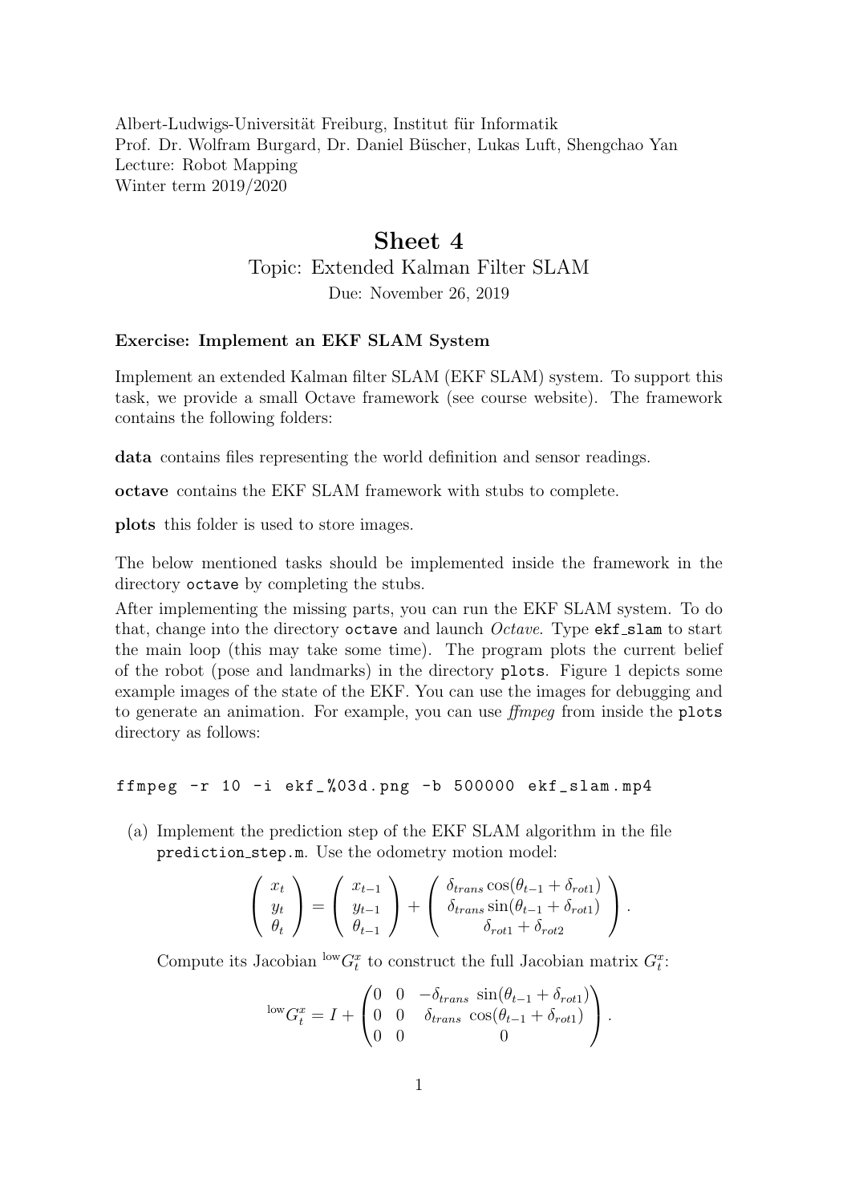Albert-Ludwigs-Universität Freiburg, Institut für Informatik
Prof. Dr. Wolfram Burgard, Dr. Daniel Büscher, Lukas Luft, Shengchao Yan
Lecture: Robot Mapping
Winter term 2019/2020

# Sheet 4

## Topic: Extended Kalman Filter SLAM

Due: November 26, 2019

**Exercise: Implement an EKF SLAM System**

Implement an extended Kalman filter SLAM (EKF SLAM) system. To support this task, we provide a small Octave framework (see course website). The framework contains the following folders:

**data** contains files representing the world definition and sensor readings.

**octave** contains the EKF SLAM framework with stubs to complete.

**plots** this folder is used to store images.

The below mentioned tasks should be implemented inside the framework in the directory `octave` by completing the stubs.

After implementing the missing parts, you can run the EKF SLAM system. To do that, change into the directory `octave` and launch *Octave*. Type `ekf_slam` to start the main loop (this may take some time). The program plots the current belief of the robot (pose and landmarks) in the directory `plots`. Figure 1 depicts some example images of the state of the EKF. You can use the images for debugging and to generate an animation. For example, you can use *ffmpeg* from inside the `plots` directory as follows:

```
ffmpeg -r 10 -i ekf_%03d.png -b 500000 ekf_slam.mp4
```

(a) Implement the prediction step of the EKF SLAM algorithm in the file `prediction_step.m`. Use the odometry motion model:

$$\begin{pmatrix} x_t \\ y_t \\ \theta_t \end{pmatrix} = \begin{pmatrix} x_{t-1} \\ y_{t-1} \\ \theta_{t-1} \end{pmatrix} + \begin{pmatrix} \delta_{trans} \cos(\theta_{t-1} + \delta_{rot1}) \\ \delta_{trans} \sin(\theta_{t-1} + \delta_{rot1}) \\ \delta_{rot1} + \delta_{rot2} \end{pmatrix}.$$

Compute its Jacobian ${}^{\text{low}}G_t^x$ to construct the full Jacobian matrix $G_t^x$:

$${}^{\text{low}}G_t^x = I + \begin{pmatrix} 0 & 0 & -\delta_{trans}\ \sin(\theta_{t-1} + \delta_{rot1}) \\ 0 & 0 & \delta_{trans}\ \cos(\theta_{t-1} + \delta_{rot1}) \\ 0 & 0 & 0 \end{pmatrix}.$$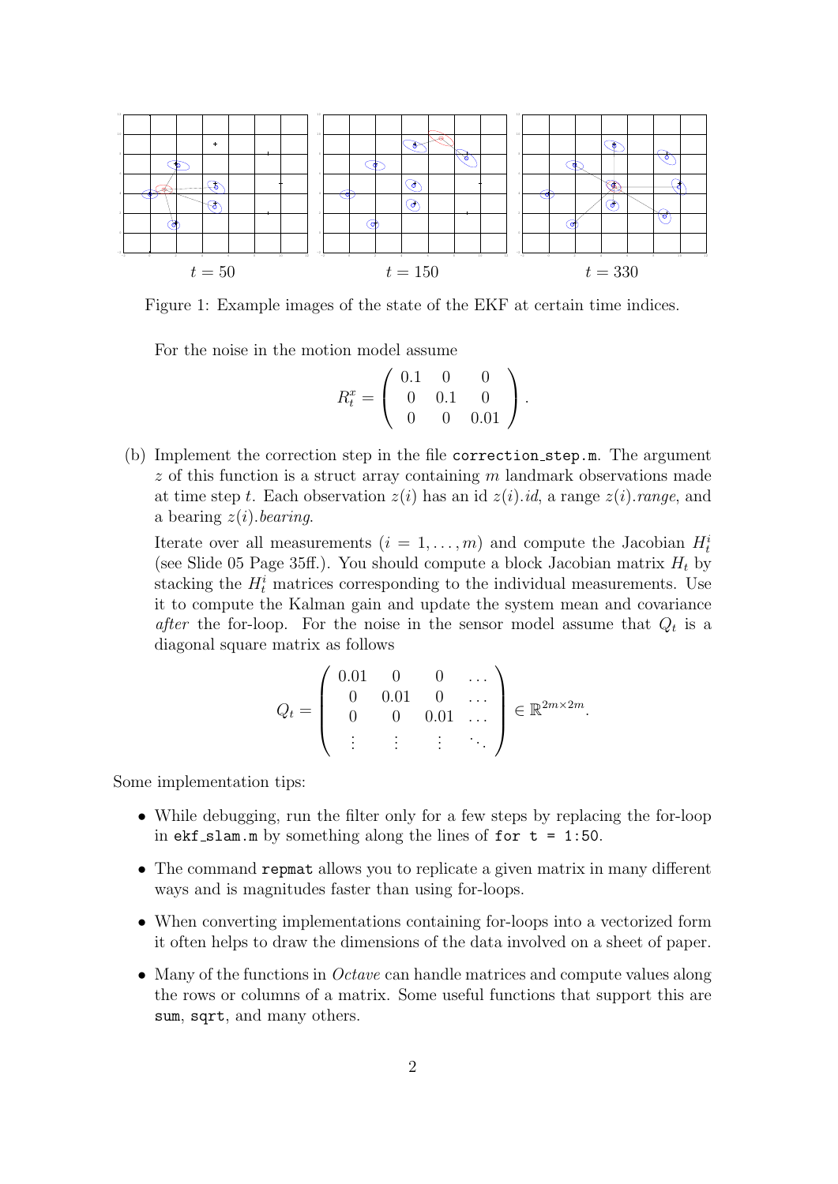$t = 50$ $t = 150$ $t = 330$

Figure 1: Example images of the state of the EKF at certain time indices.

For the noise in the motion model assume

$$R_t^x = \begin{pmatrix} 0.1 & 0 & 0 \\ 0 & 0.1 & 0 \\ 0 & 0 & 0.01 \end{pmatrix}.$$

(b) Implement the correction step in the file `correction_step.m`. The argument $z$ of this function is a struct array containing $m$ landmark observations made at time step $t$. Each observation $z(i)$ has an id $z(i).id$, a range $z(i).range$, and a bearing $z(i).bearing$.

Iterate over all measurements ($i = 1, \dots, m$) and compute the Jacobian $H_t^i$ (see Slide 05 Page 35ff.). You should compute a block Jacobian matrix $H_t$ by stacking the $H_t^i$ matrices corresponding to the individual measurements. Use it to compute the Kalman gain and update the system mean and covariance *after* the for-loop. For the noise in the sensor model assume that $Q_t$ is a diagonal square matrix as follows

$$Q_t = \begin{pmatrix} 0.01 & 0 & 0 & \dots \\ 0 & 0.01 & 0 & \dots \\ 0 & 0 & 0.01 & \dots \\ \vdots & \vdots & \vdots & \ddots \end{pmatrix} \in \mathbb{R}^{2m \times 2m}.$$

Some implementation tips:

- While debugging, run the filter only for a few steps by replacing the for-loop in `ekf_slam.m` by something along the lines of `for t = 1:50`.
- The command `repmat` allows you to replicate a given matrix in many different ways and is magnitudes faster than using for-loops.
- When converting implementations containing for-loops into a vectorized form it often helps to draw the dimensions of the data involved on a sheet of paper.
- Many of the functions in *Octave* can handle matrices and compute values along the rows or columns of a matrix. Some useful functions that support this are `sum`, `sqrt`, and many others.